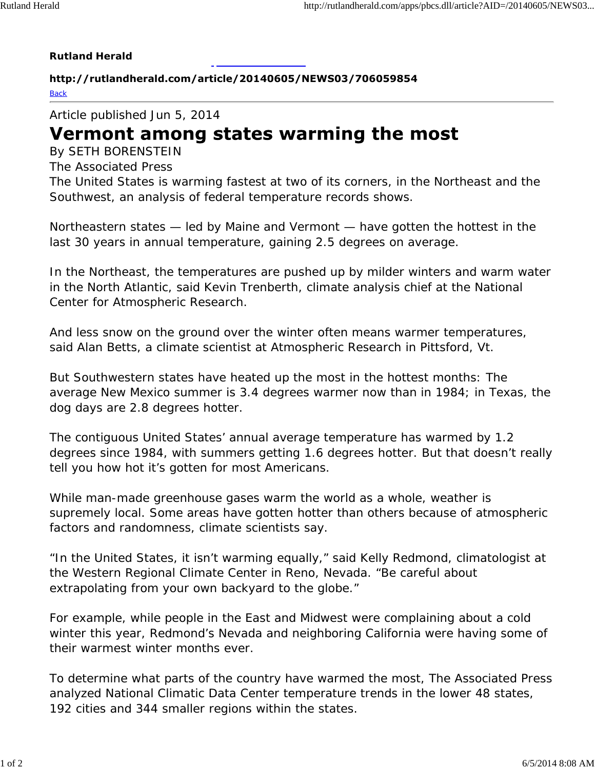**Rutland Herald**

**http://rutlandherald.com/article/20140605/NEWS03/706059854**

Back

Article published Jun 5, 2014

# Vermont among states warming the most

By SETH BORENSTEIN

The Associated Press

The United States is warming fastest at two of its corners, in the Northeast and the Southwest, an analysis of federal temperature records shows.

Northeastern states — led by Maine and Vermont — have gotten the hottest in the last 30 years in annual temperature, gaining 2.5 degrees on average.

In the Northeast, the temperatures are pushed up by milder winters and warm water in the North Atlantic, said Kevin Trenberth, climate analysis chief at the National Center for Atmospheric Research.

And less snow on the ground over the winter often means warmer temperatures, said Alan Betts, a climate scientist at Atmospheric Research in Pittsford, Vt.

But Southwestern states have heated up the most in the hottest months: The average New Mexico summer is 3.4 degrees warmer now than in 1984; in Texas, the dog days are 2.8 degrees hotter.

The contiguous United States' annual average temperature has warmed by 1.2 degrees since 1984, with summers getting 1.6 degrees hotter. But that doesn't really tell you how hot it's gotten for most Americans.

While man-made greenhouse gases warm the world as a whole, weather is supremely local. Some areas have gotten hotter than others because of atmospheric factors and randomness, climate scientists say.

"In the United States, it isn't warming equally," said Kelly Redmond, climatologist at the Western Regional Climate Center in Reno, Nevada. "Be careful about extrapolating from your own backyard to the globe."

For example, while people in the East and Midwest were complaining about a cold winter this year, Redmond's Nevada and neighboring California were having some of their warmest winter months ever.

To determine what parts of the country have warmed the most, The Associated Press analyzed National Climatic Data Center temperature trends in the lower 48 states, 192 cities and 344 smaller regions within the states.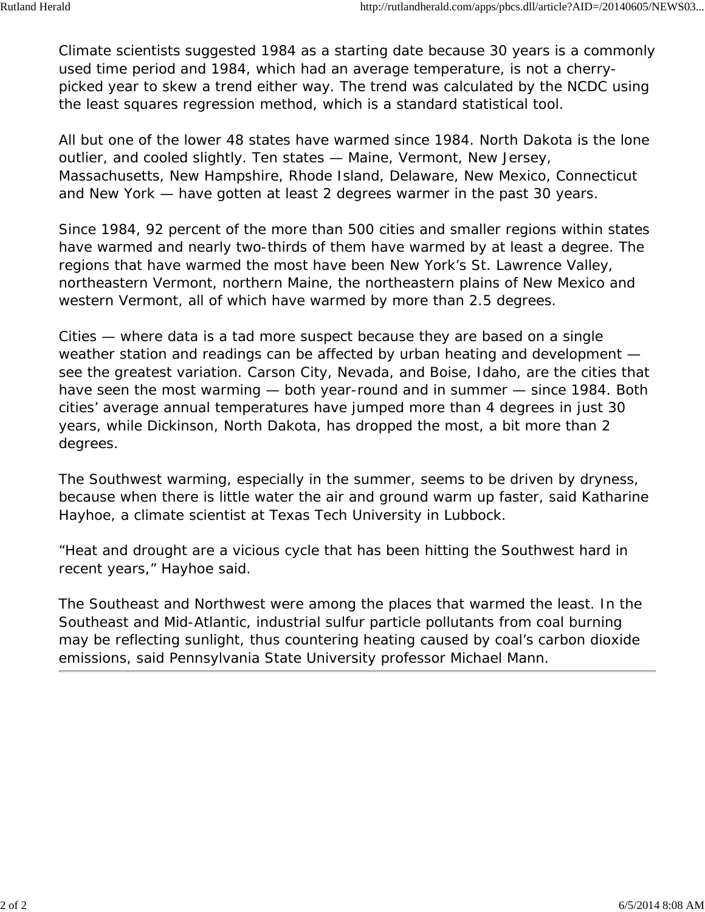Climate scientists suggested 1984 as a starting date because 30 years is a commonly used time period and 1984, which had an average temperature, is not a cherry-picked year to skew a trend either way. The trend was calculated by the NCDC using the least squares regression method, which is a standard statistical tool.

All but one of the lower 48 states have warmed since 1984. North Dakota is the lone outlier, and cooled slightly. Ten states — Maine, Vermont, New Jersey, Massachusetts, New Hampshire, Rhode Island, Delaware, New Mexico, Connecticut and New York — have gotten at least 2 degrees warmer in the past 30 years.

Since 1984, 92 percent of the more than 500 cities and smaller regions within states have warmed and nearly two-thirds of them have warmed by at least a degree. The regions that have warmed the most have been New York's St. Lawrence Valley, northeastern Vermont, northern Maine, the northeastern plains of New Mexico and western Vermont, all of which have warmed by more than 2.5 degrees.

Cities — where data is a tad more suspect because they are based on a single weather station and readings can be affected by urban heating and development — see the greatest variation. Carson City, Nevada, and Boise, Idaho, are the cities that have seen the most warming — both year-round and in summer — since 1984. Both cities' average annual temperatures have jumped more than 4 degrees in just 30 years, while Dickinson, North Dakota, has dropped the most, a bit more than 2 degrees.

The Southwest warming, especially in the summer, seems to be driven by dryness, because when there is little water the air and ground warm up faster, said Katharine Hayhoe, a climate scientist at Texas Tech University in Lubbock.

"Heat and drought are a vicious cycle that has been hitting the Southwest hard in recent years," Hayhoe said.

The Southeast and Northwest were among the places that warmed the least. In the Southeast and Mid-Atlantic, industrial sulfur particle pollutants from coal burning may be reflecting sunlight, thus countering heating caused by coal's carbon dioxide emissions, said Pennsylvania State University professor Michael Mann.